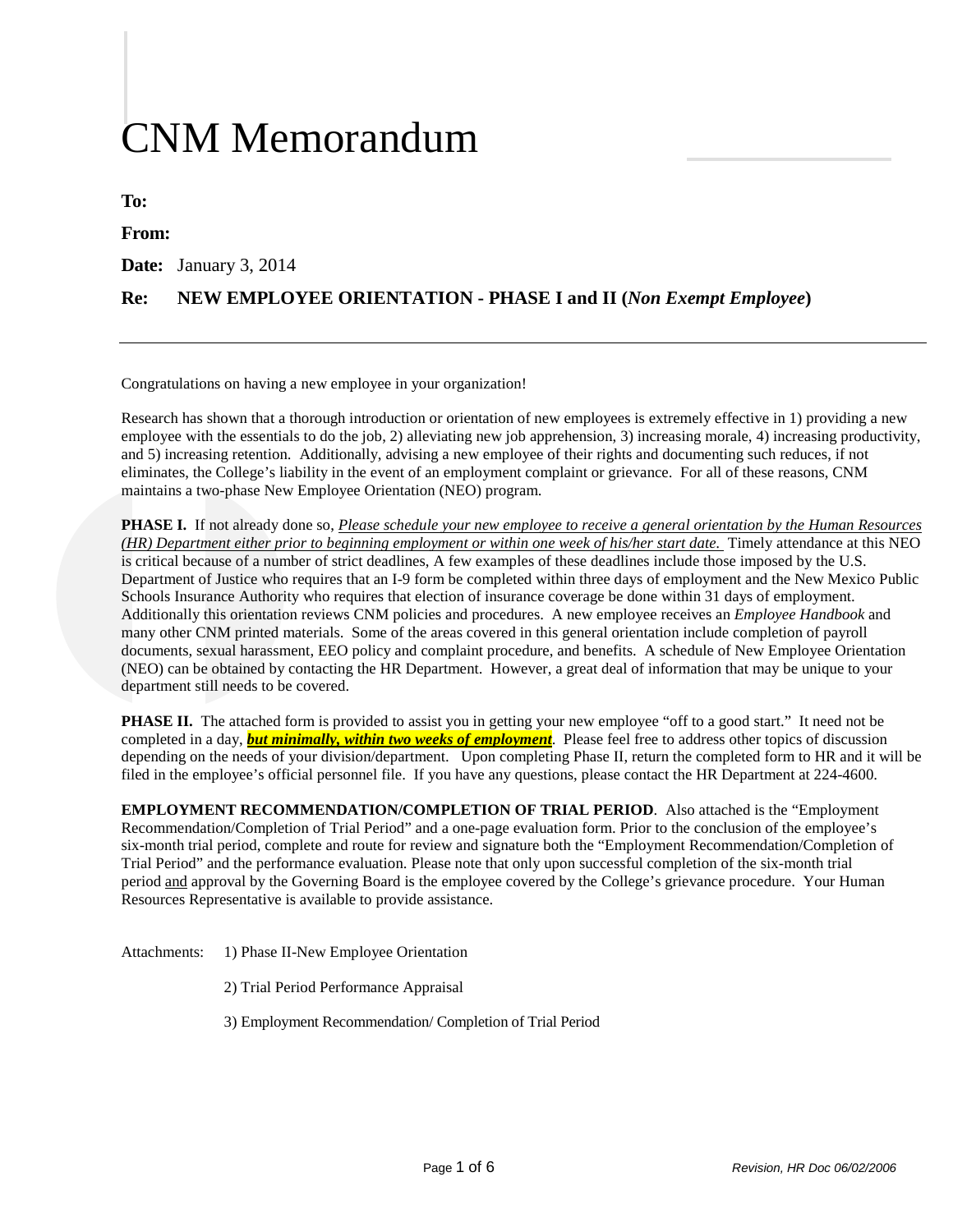# CNM Memorandum

**To:**

**From:**

**Date:** January 3, 2014

**Re: NEW EMPLOYEE ORIENTATION - PHASE I and II (*Non Exempt Employee*)**

---

Congratulations on having a new employee in your organization!

Research has shown that a thorough introduction or orientation of new employees is extremely effective in 1) providing a new employee with the essentials to do the job, 2) alleviating new job apprehension, 3) increasing morale, 4) increasing productivity, and 5) increasing retention. Additionally, advising a new employee of their rights and documenting such reduces, if not eliminates, the College's liability in the event of an employment complaint or grievance. For all of these reasons, CNM maintains a two-phase New Employee Orientation (NEO) program.

**PHASE I.** If not already done so, *Please schedule your new employee to receive a general orientation by the Human Resources (HR) Department either prior to beginning employment or within one week of his/her start date.* Timely attendance at this NEO is critical because of a number of strict deadlines, A few examples of these deadlines include those imposed by the U.S. Department of Justice who requires that an I-9 form be completed within three days of employment and the New Mexico Public Schools Insurance Authority who requires that election of insurance coverage be done within 31 days of employment. Additionally this orientation reviews CNM policies and procedures. A new employee receives an *Employee Handbook* and many other CNM printed materials. Some of the areas covered in this general orientation include completion of payroll documents, sexual harassment, EEO policy and complaint procedure, and benefits. A schedule of New Employee Orientation (NEO) can be obtained by contacting the HR Department. However, a great deal of information that may be unique to your department still needs to be covered.

**PHASE II.** The attached form is provided to assist you in getting your new employee "off to a good start." It need not be completed in a day, ***but minimally, within two weeks of employment***. Please feel free to address other topics of discussion depending on the needs of your division/department. Upon completing Phase II, return the completed form to HR and it will be filed in the employee's official personnel file. If you have any questions, please contact the HR Department at 224-4600.

**EMPLOYMENT RECOMMENDATION/COMPLETION OF TRIAL PERIOD**. Also attached is the "Employment Recommendation/Completion of Trial Period" and a one-page evaluation form. Prior to the conclusion of the employee's six-month trial period, complete and route for review and signature both the "Employment Recommendation/Completion of Trial Period" and the performance evaluation. Please note that only upon successful completion of the six-month trial period and approval by the Governing Board is the employee covered by the College's grievance procedure. Your Human Resources Representative is available to provide assistance.

Attachments:
1) Phase II-New Employee Orientation
2) Trial Period Performance Appraisal
3) Employment Recommendation/ Completion of Trial Period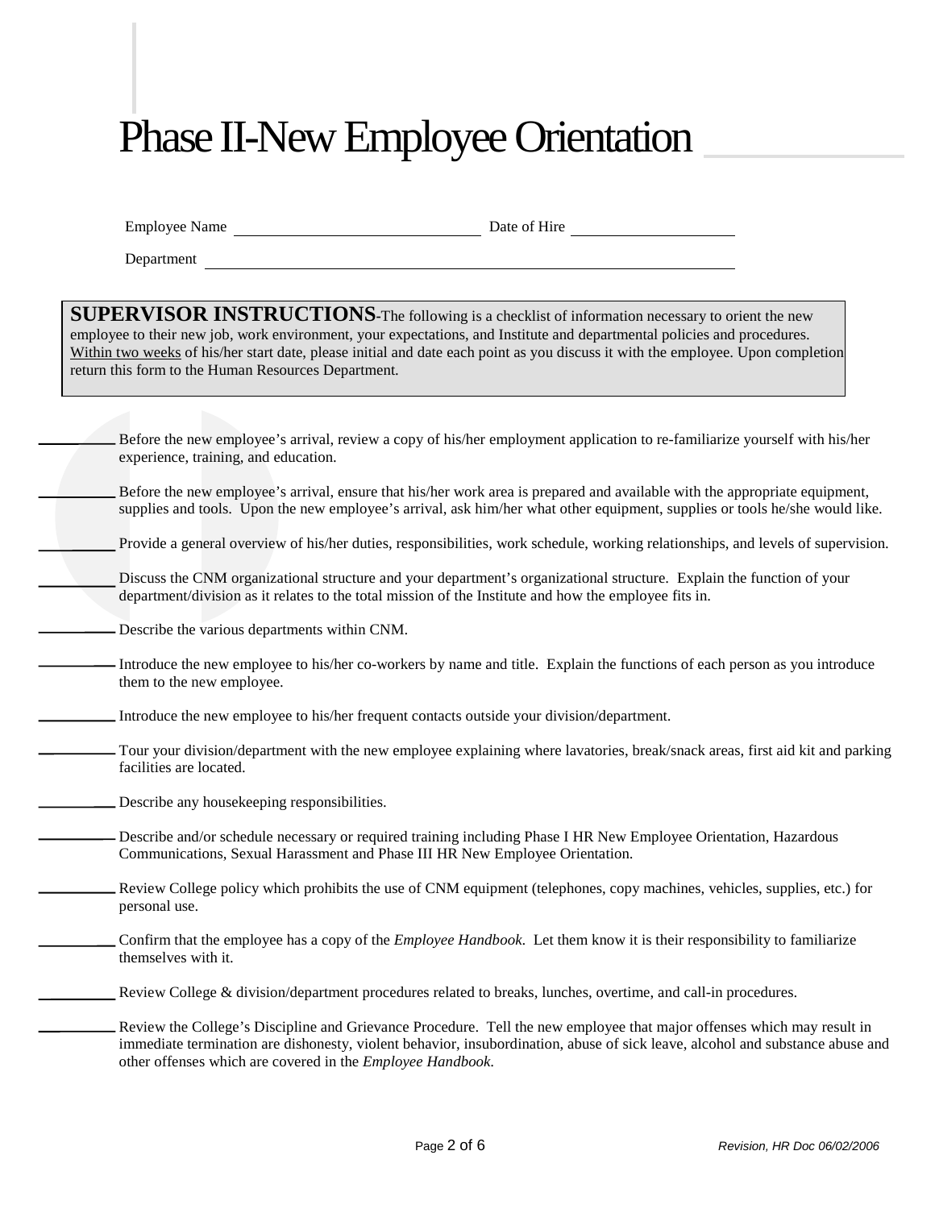# Phase II-New Employee Orientation

Employee Name ______________________________ Date of Hire ____________________

Department ____________________________________________________________

**SUPERVISOR INSTRUCTIONS**-The following is a checklist of information necessary to orient the new employee to their new job, work environment, your expectations, and Institute and departmental policies and procedures. Within two weeks of his/her start date, please initial and date each point as you discuss it with the employee. Upon completion return this form to the Human Resources Department.

__________ Before the new employee's arrival, review a copy of his/her employment application to re-familiarize yourself with his/her experience, training, and education.

__________ Before the new employee's arrival, ensure that his/her work area is prepared and available with the appropriate equipment, supplies and tools. Upon the new employee's arrival, ask him/her what other equipment, supplies or tools he/she would like.

__________ Provide a general overview of his/her duties, responsibilities, work schedule, working relationships, and levels of supervision.

__________ Discuss the CNM organizational structure and your department's organizational structure. Explain the function of your department/division as it relates to the total mission of the Institute and how the employee fits in.

__________ Describe the various departments within CNM.

__________ Introduce the new employee to his/her co-workers by name and title. Explain the functions of each person as you introduce them to the new employee.

__________ Introduce the new employee to his/her frequent contacts outside your division/department.

__________ Tour your division/department with the new employee explaining where lavatories, break/snack areas, first aid kit and parking facilities are located.

__________ Describe any housekeeping responsibilities.

__________ Describe and/or schedule necessary or required training including Phase I HR New Employee Orientation, Hazardous Communications, Sexual Harassment and Phase III HR New Employee Orientation.

__________ Review College policy which prohibits the use of CNM equipment (telephones, copy machines, vehicles, supplies, etc.) for personal use.

__________ Confirm that the employee has a copy of the *Employee Handbook*. Let them know it is their responsibility to familiarize themselves with it.

__________ Review College & division/department procedures related to breaks, lunches, overtime, and call-in procedures.

__________ Review the College's Discipline and Grievance Procedure. Tell the new employee that major offenses which may result in immediate termination are dishonesty, violent behavior, insubordination, abuse of sick leave, alcohol and substance abuse and other offenses which are covered in the *Employee Handbook*.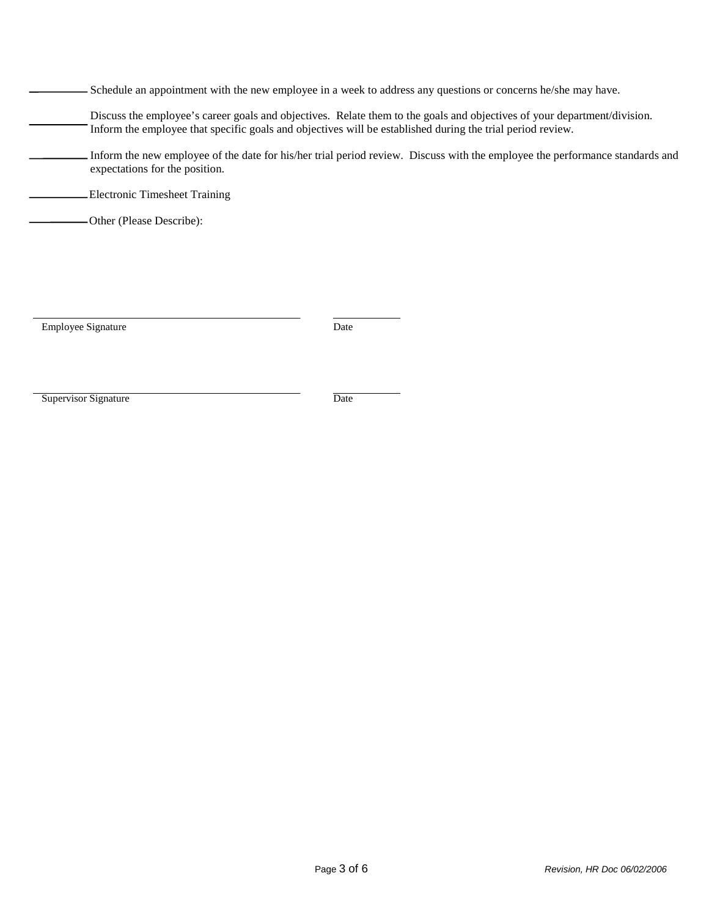_________ Schedule an appointment with the new employee in a week to address any questions or concerns he/she may have.

_________ Discuss the employee's career goals and objectives. Relate them to the goals and objectives of your department/division. Inform the employee that specific goals and objectives will be established during the trial period review.

_________ Inform the new employee of the date for his/her trial period review. Discuss with the employee the performance standards and expectations for the position.

_________ Electronic Timesheet Training

_________ Other (Please Describe):

&nbsp;

\_\_\_\_\_\_\_\_\_\_\_\_\_\_\_\_\_\_\_\_\_\_\_\_\_\_\_\_\_\_\_\_\_\_\_\_\_\_\_\_ \_\_\_\_\_\_\_\_\_\_\_\_
Employee Signature Date

\_\_\_\_\_\_\_\_\_\_\_\_\_\_\_\_\_\_\_\_\_\_\_\_\_\_\_\_\_\_\_\_\_\_\_\_\_\_\_\_ \_\_\_\_\_\_\_\_\_\_\_\_
Supervisor Signature Date

*Revision, HR Doc 06/02/2006*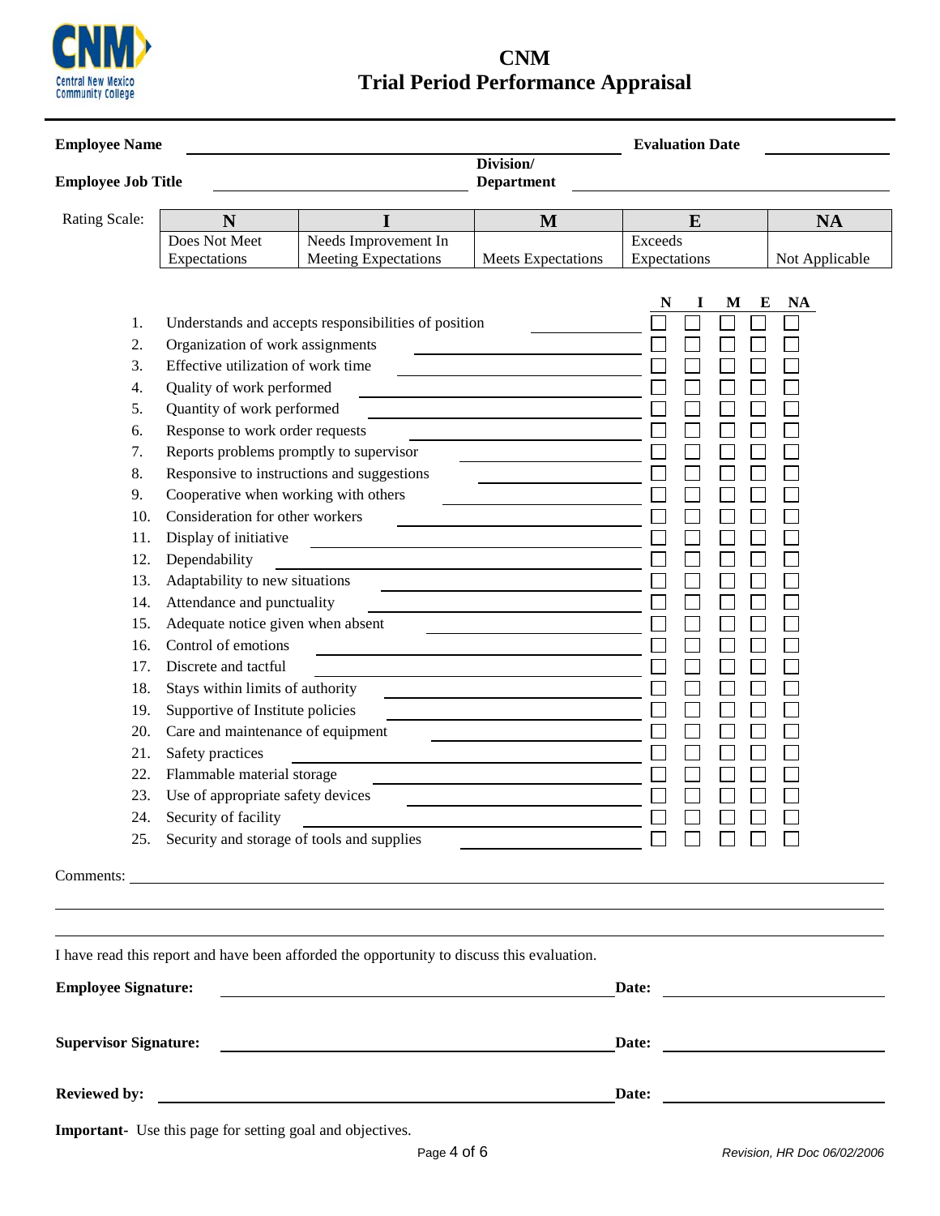# CNM
# Trial Period Performance Appraisal

**Employee Name** ______________________________ **Evaluation Date** ______________

**Employee Job Title** ______________________ **Division/ Department** ______________________

Rating Scale:

| N | I | M | E | NA |
|---|---|---|---|---|
| Does Not Meet Expectations | Needs Improvement In Meeting Expectations | Meets Expectations | Exceeds Expectations | Not Applicable |

| # | Item | N | I | M | E | NA |
|---|---|---|---|---|---|---|
| 1. | Understands and accepts responsibilities of position | ☐ | ☐ | ☐ | ☐ | ☐ |
| 2. | Organization of work assignments | ☐ | ☐ | ☐ | ☐ | ☐ |
| 3. | Effective utilization of work time | ☐ | ☐ | ☐ | ☐ | ☐ |
| 4. | Quality of work performed | ☐ | ☐ | ☐ | ☐ | ☐ |
| 5. | Quantity of work performed | ☐ | ☐ | ☐ | ☐ | ☐ |
| 6. | Response to work order requests | ☐ | ☐ | ☐ | ☐ | ☐ |
| 7. | Reports problems promptly to supervisor | ☐ | ☐ | ☐ | ☐ | ☐ |
| 8. | Responsive to instructions and suggestions | ☐ | ☐ | ☐ | ☐ | ☐ |
| 9. | Cooperative when working with others | ☐ | ☐ | ☐ | ☐ | ☐ |
| 10. | Consideration for other workers | ☐ | ☐ | ☐ | ☐ | ☐ |
| 11. | Display of initiative | ☐ | ☐ | ☐ | ☐ | ☐ |
| 12. | Dependability | ☐ | ☐ | ☐ | ☐ | ☐ |
| 13. | Adaptability to new situations | ☐ | ☐ | ☐ | ☐ | ☐ |
| 14. | Attendance and punctuality | ☐ | ☐ | ☐ | ☐ | ☐ |
| 15. | Adequate notice given when absent | ☐ | ☐ | ☐ | ☐ | ☐ |
| 16. | Control of emotions | ☐ | ☐ | ☐ | ☐ | ☐ |
| 17. | Discrete and tactful | ☐ | ☐ | ☐ | ☐ | ☐ |
| 18. | Stays within limits of authority | ☐ | ☐ | ☐ | ☐ | ☐ |
| 19. | Supportive of Institute policies | ☐ | ☐ | ☐ | ☐ | ☐ |
| 20. | Care and maintenance of equipment | ☐ | ☐ | ☐ | ☐ | ☐ |
| 21. | Safety practices | ☐ | ☐ | ☐ | ☐ | ☐ |
| 22. | Flammable material storage | ☐ | ☐ | ☐ | ☐ | ☐ |
| 23. | Use of appropriate safety devices | ☐ | ☐ | ☐ | ☐ | ☐ |
| 24. | Security of facility | ☐ | ☐ | ☐ | ☐ | ☐ |
| 25. | Security and storage of tools and supplies | ☐ | ☐ | ☐ | ☐ | ☐ |

Comments: ______________________________________________________________

I have read this report and have been afforded the opportunity to discuss this evaluation.

**Employee Signature:** ______________________________ **Date:** ______________

**Supervisor Signature:** ______________________________ **Date:** ______________

**Reviewed by:** ______________________________ **Date:** ______________

**Important-** Use this page for setting goal and objectives.

*Revision, HR Doc 06/02/2006*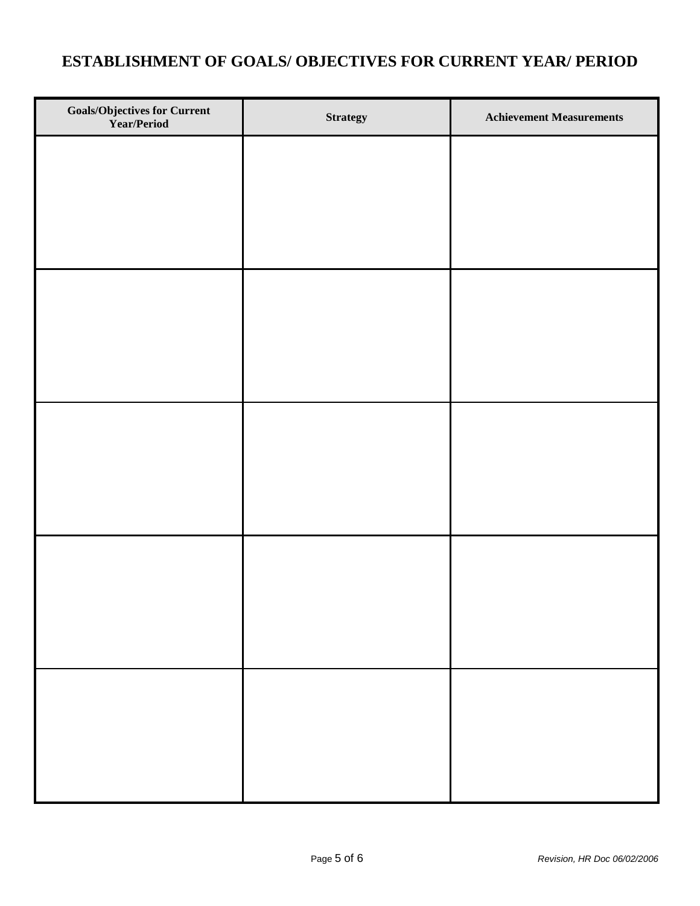# ESTABLISHMENT OF GOALS/ OBJECTIVES FOR CURRENT YEAR/ PERIOD

| Goals/Objectives for Current Year/Period | Strategy | Achievement Measurements |
|---|---|---|
| | | |
| | | |
| | | |
| | | |
| | | |

*Revision, HR Doc 06/02/2006*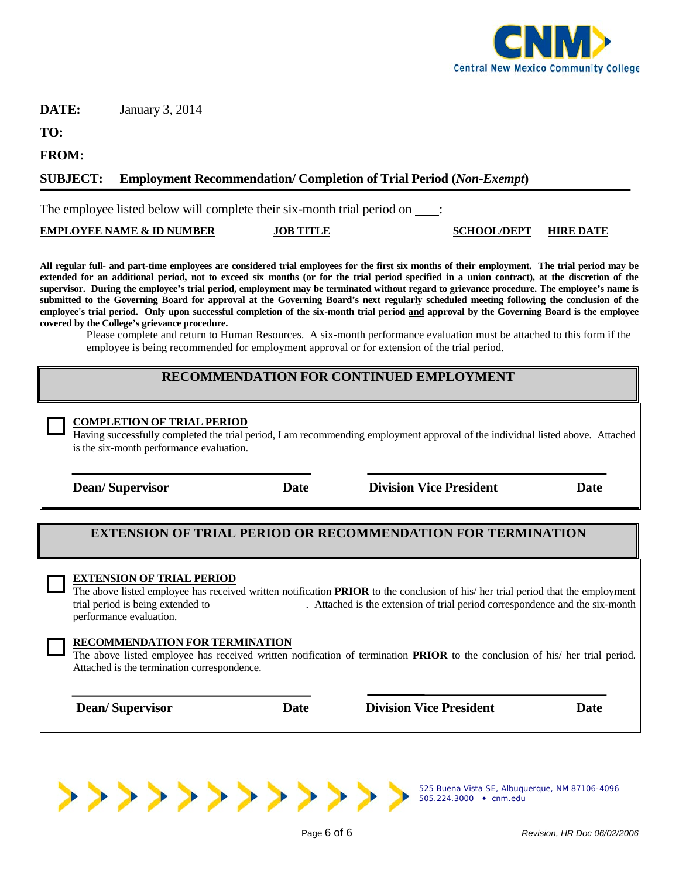Central New Mexico Community College

**DATE:** January 3, 2014

**TO:**

**FROM:**

**SUBJECT: Employment Recommendation/ Completion of Trial Period (*Non-Exempt*)**

---

The employee listed below will complete their six-month trial period on ____:

| EMPLOYEE NAME & ID NUMBER | JOB TITLE | SCHOOL/DEPT | HIRE DATE |
|---|---|---|---|
| | | | |

**All regular full- and part-time employees are considered trial employees for the first six months of their employment. The trial period may be extended for an additional period, not to exceed six months (or for the trial period specified in a union contract), at the discretion of the supervisor. During the employee's trial period, employment may be terminated without regard to grievance procedure. The employee's name is submitted to the Governing Board for approval at the Governing Board's next regularly scheduled meeting following the conclusion of the employee's trial period. Only upon successful completion of the six-month trial period <u>and</u> approval by the Governing Board is the employee covered by the College's grievance procedure.**

Please complete and return to Human Resources. A six-month performance evaluation must be attached to this form if the employee is being recommended for employment approval or for extension of the trial period.

## RECOMMENDATION FOR CONTINUED EMPLOYMENT

☐ **COMPLETION OF TRIAL PERIOD**

Having successfully completed the trial period, I am recommending employment approval of the individual listed above. Attached is the six-month performance evaluation.

| | | | |
|---|---|---|---|
| **Dean/ Supervisor** | **Date** | **Division Vice President** | **Date** |

## EXTENSION OF TRIAL PERIOD OR RECOMMENDATION FOR TERMINATION

☐ **EXTENSION OF TRIAL PERIOD**

The above listed employee has received written notification **PRIOR** to the conclusion of his/ her trial period that the employment trial period is being extended to_________________. Attached is the extension of trial period correspondence and the six-month performance evaluation.

☐ **RECOMMENDATION FOR TERMINATION**

The above listed employee has received written notification of termination **PRIOR** to the conclusion of his/ her trial period. Attached is the termination correspondence.

| | | | |
|---|---|---|---|
| **Dean/ Supervisor** | **Date** | **Division Vice President** | **Date** |

525 Buena Vista SE, Albuquerque, NM 87106-4096
505.224.3000 • cnm.edu

*Revision, HR Doc 06/02/2006*